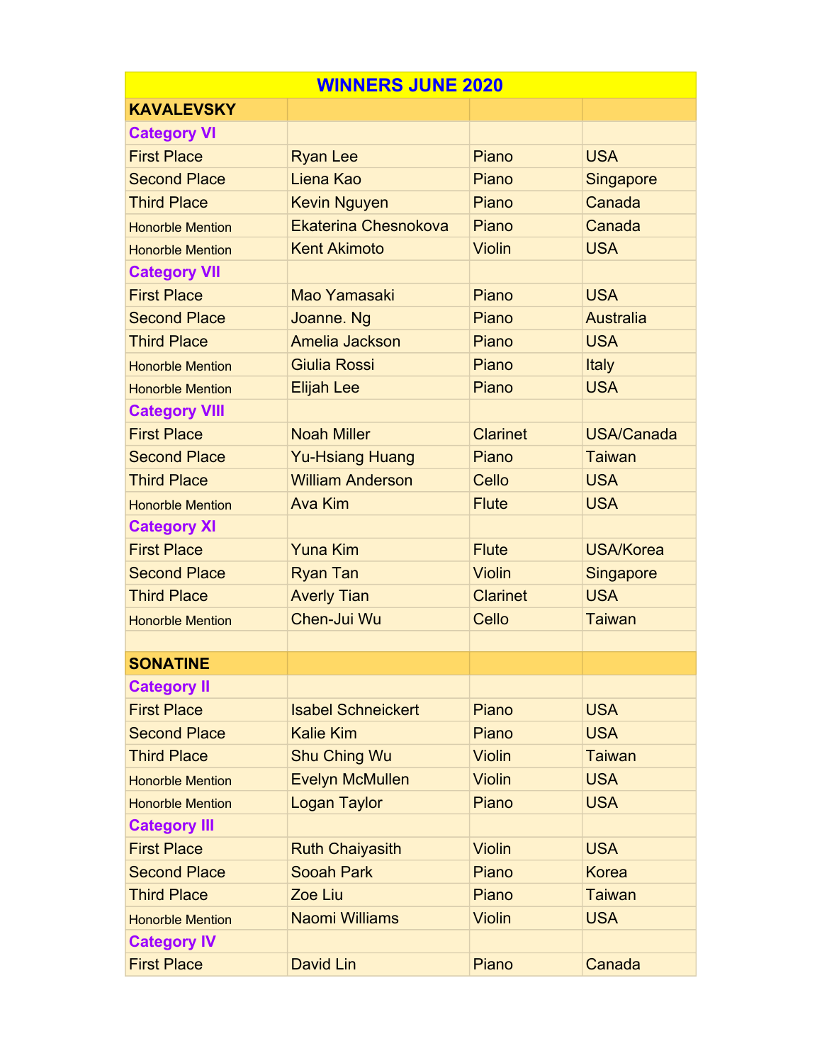| WINNERS JUNE 2020 | | | |
|---|---|---|---|
| **KAVALEVSKY** | | | |
| **Category VI** | | | |
| First Place | Ryan Lee | Piano | USA |
| Second Place | Liena Kao | Piano | Singapore |
| Third Place | Kevin Nguyen | Piano | Canada |
| Honorble Mention | Ekaterina Chesnokova | Piano | Canada |
| Honorble Mention | Kent Akimoto | Violin | USA |
| **Category VII** | | | |
| First Place | Mao Yamasaki | Piano | USA |
| Second Place | Joanne. Ng | Piano | Australia |
| Third Place | Amelia Jackson | Piano | USA |
| Honorble Mention | Giulia Rossi | Piano | Italy |
| Honorble Mention | Elijah Lee | Piano | USA |
| **Category VIII** | | | |
| First Place | Noah Miller | Clarinet | USA/Canada |
| Second Place | Yu-Hsiang Huang | Piano | Taiwan |
| Third Place | William Anderson | Cello | USA |
| Honorble Mention | Ava Kim | Flute | USA |
| **Category XI** | | | |
| First Place | Yuna Kim | Flute | USA/Korea |
| Second Place | Ryan Tan | Violin | Singapore |
| Third Place | Averly Tian | Clarinet | USA |
| Honorble Mention | Chen-Jui Wu | Cello | Taiwan |
| | | | |
| **SONATINE** | | | |
| **Category II** | | | |
| First Place | Isabel Schneickert | Piano | USA |
| Second Place | Kalie Kim | Piano | USA |
| Third Place | Shu Ching Wu | Violin | Taiwan |
| Honorble Mention | Evelyn McMullen | Violin | USA |
| Honorble Mention | Logan Taylor | Piano | USA |
| **Category III** | | | |
| First Place | Ruth Chaiyasith | Violin | USA |
| Second Place | Sooah Park | Piano | Korea |
| Third Place | Zoe Liu | Piano | Taiwan |
| Honorble Mention | Naomi Williams | Violin | USA |
| **Category IV** | | | |
| First Place | David Lin | Piano | Canada |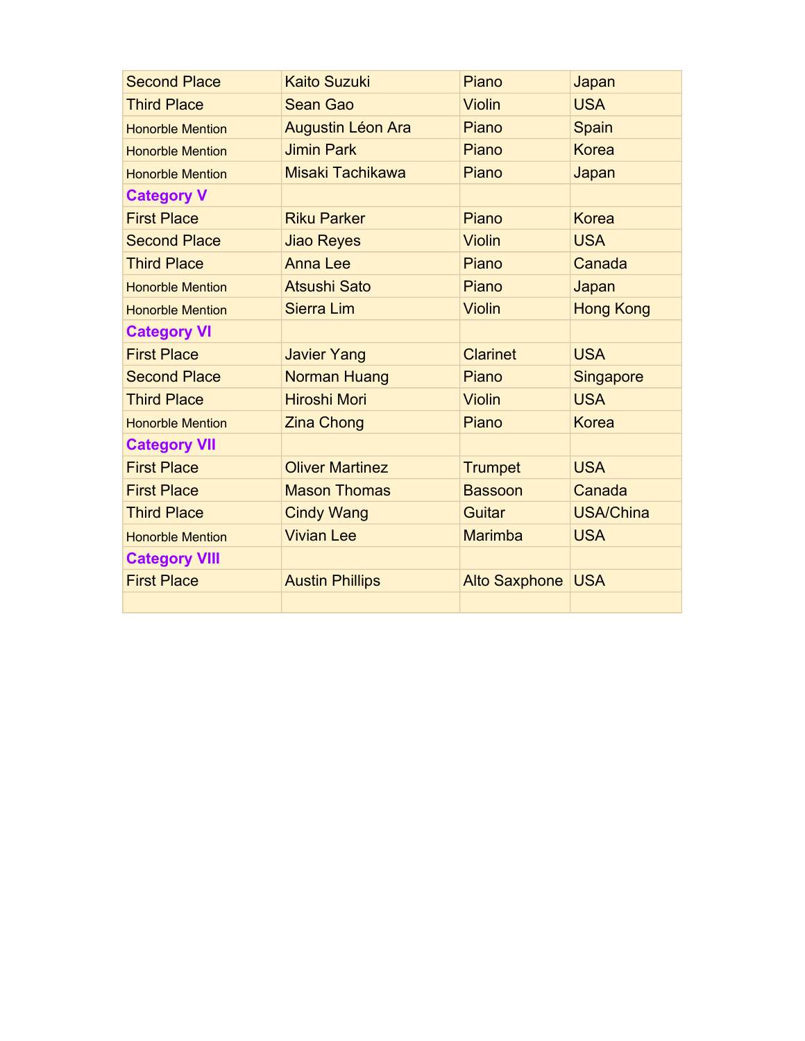| | | | |
|---|---|---|---|
| Second Place | Kaito Suzuki | Piano | Japan |
| Third Place | Sean Gao | Violin | USA |
| Honorble Mention | Augustin Léon Ara | Piano | Spain |
| Honorble Mention | Jimin Park | Piano | Korea |
| Honorble Mention | Misaki Tachikawa | Piano | Japan |
| **Category V** | | | |
| First Place | Riku Parker | Piano | Korea |
| Second Place | Jiao Reyes | Violin | USA |
| Third Place | Anna Lee | Piano | Canada |
| Honorble Mention | Atsushi Sato | Piano | Japan |
| Honorble Mention | Sierra Lim | Violin | Hong Kong |
| **Category VI** | | | |
| First Place | Javier Yang | Clarinet | USA |
| Second Place | Norman Huang | Piano | Singapore |
| Third Place | Hiroshi Mori | Violin | USA |
| Honorble Mention | Zina Chong | Piano | Korea |
| **Category VII** | | | |
| First Place | Oliver Martinez | Trumpet | USA |
| First Place | Mason Thomas | Bassoon | Canada |
| Third Place | Cindy Wang | Guitar | USA/China |
| Honorble Mention | Vivian Lee | Marimba | USA |
| **Category VIII** | | | |
| First Place | Austin Phillips | Alto Saxphone | USA |
| | | | |